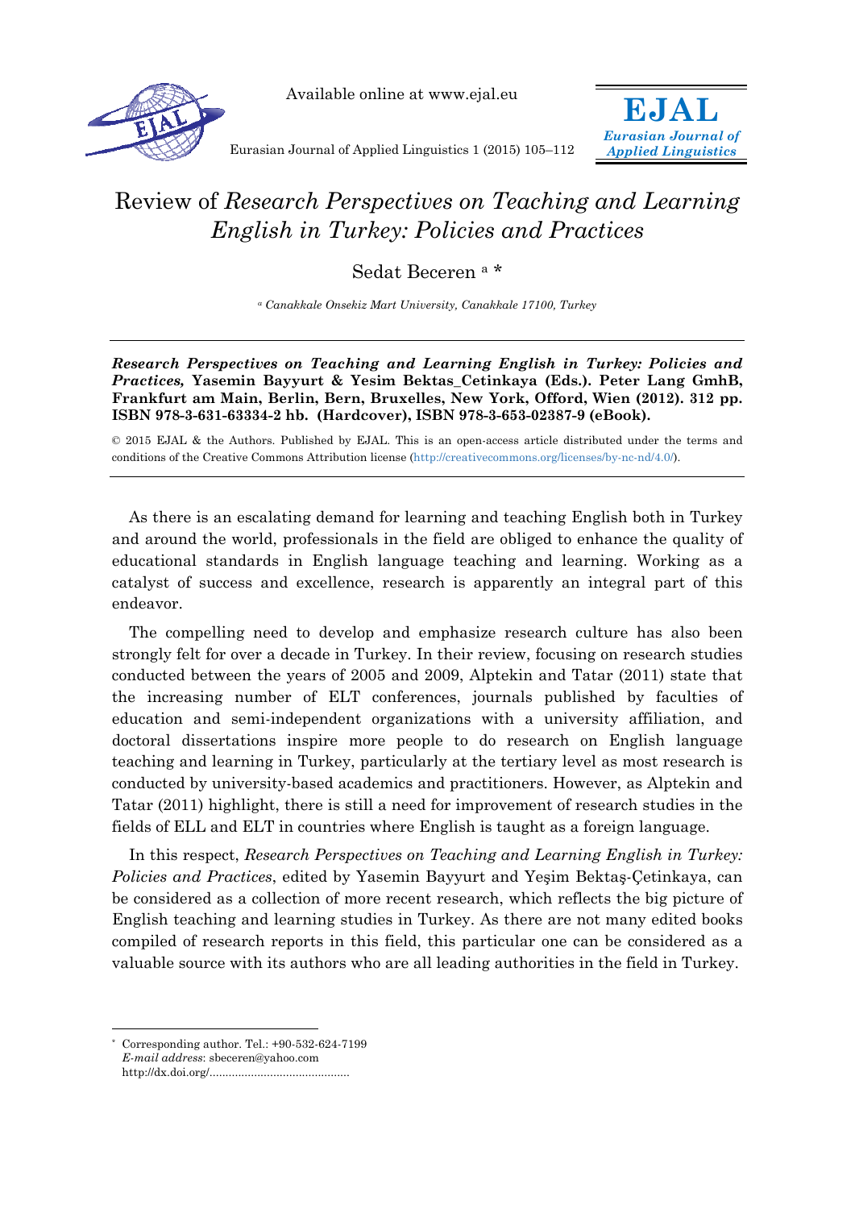# Review of *Research Perspectives on Teaching and Learning English in Turkey: Policies and Practices*

Sedat Beceren [a] *

[a] *Canakkale Onsekiz Mart University, Canakkale 17100, Turkey*

***Research Perspectives on Teaching and Learning English in Turkey: Policies and Practices,*** **Yasemin Bayyurt & Yesim Bektas_Cetinkaya (Eds.). Peter Lang GmhB, Frankfurt am Main, Berlin, Bern, Bruxelles, New York, Offord, Wien (2012). 312 pp. ISBN 978-3-631-63334-2 hb. (Hardcover), ISBN 978-3-653-02387-9 (eBook).**

© 2015 EJAL & the Authors. Published by EJAL. This is an open-access article distributed under the terms and conditions of the Creative Commons Attribution license (http://creativecommons.org/licenses/by-nc-nd/4.0/).

As there is an escalating demand for learning and teaching English both in Turkey and around the world, professionals in the field are obliged to enhance the quality of educational standards in English language teaching and learning. Working as a catalyst of success and excellence, research is apparently an integral part of this endeavor.

The compelling need to develop and emphasize research culture has also been strongly felt for over a decade in Turkey. In their review, focusing on research studies conducted between the years of 2005 and 2009, Alptekin and Tatar (2011) state that the increasing number of ELT conferences, journals published by faculties of education and semi-independent organizations with a university affiliation, and doctoral dissertations inspire more people to do research on English language teaching and learning in Turkey, particularly at the tertiary level as most research is conducted by university-based academics and practitioners. However, as Alptekin and Tatar (2011) highlight, there is still a need for improvement of research studies in the fields of ELL and ELT in countries where English is taught as a foreign language.

In this respect, *Research Perspectives on Teaching and Learning English in Turkey: Policies and Practices*, edited by Yasemin Bayyurt and Yeşim Bektaş-Çetinkaya, can be considered as a collection of more recent research, which reflects the big picture of English teaching and learning studies in Turkey. As there are not many edited books compiled of research reports in this field, this particular one can be considered as a valuable source with its authors who are all leading authorities in the field in Turkey.

---

\* Corresponding author. Tel.: +90-532-624-7199
*E-mail address*: sbeceren@yahoo.com
http://dx.doi.org/...........................................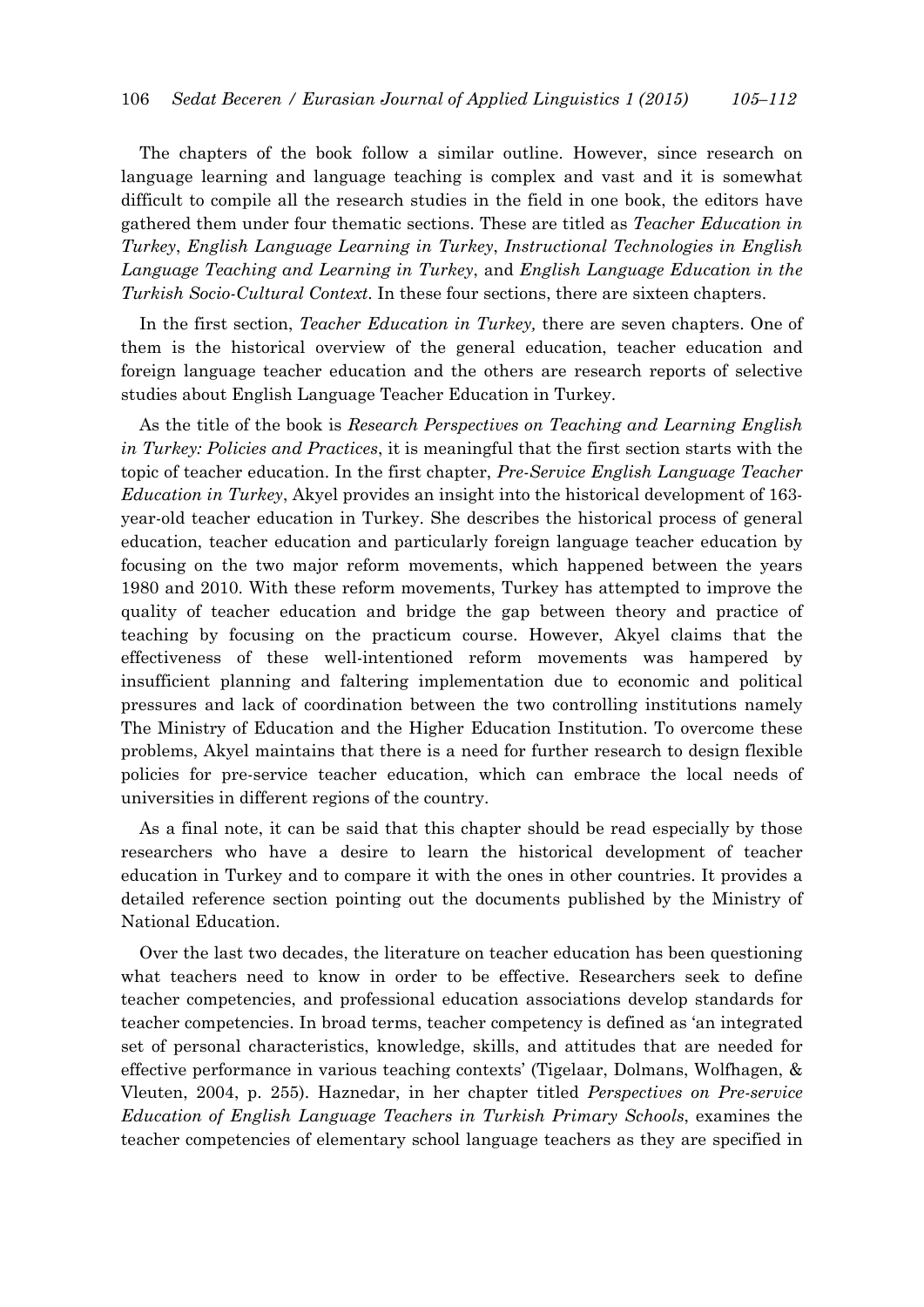The chapters of the book follow a similar outline. However, since research on language learning and language teaching is complex and vast and it is somewhat difficult to compile all the research studies in the field in one book, the editors have gathered them under four thematic sections. These are titled as *Teacher Education in Turkey*, *English Language Learning in Turkey*, *Instructional Technologies in English Language Teaching and Learning in Turkey*, and *English Language Education in the Turkish Socio-Cultural Context*. In these four sections, there are sixteen chapters.

In the first section, *Teacher Education in Turkey,* there are seven chapters. One of them is the historical overview of the general education, teacher education and foreign language teacher education and the others are research reports of selective studies about English Language Teacher Education in Turkey.

As the title of the book is *Research Perspectives on Teaching and Learning English in Turkey: Policies and Practices*, it is meaningful that the first section starts with the topic of teacher education. In the first chapter, *Pre-Service English Language Teacher Education in Turkey*, Akyel provides an insight into the historical development of 163-year-old teacher education in Turkey. She describes the historical process of general education, teacher education and particularly foreign language teacher education by focusing on the two major reform movements, which happened between the years 1980 and 2010. With these reform movements, Turkey has attempted to improve the quality of teacher education and bridge the gap between theory and practice of teaching by focusing on the practicum course. However, Akyel claims that the effectiveness of these well-intentioned reform movements was hampered by insufficient planning and faltering implementation due to economic and political pressures and lack of coordination between the two controlling institutions namely The Ministry of Education and the Higher Education Institution. To overcome these problems, Akyel maintains that there is a need for further research to design flexible policies for pre-service teacher education, which can embrace the local needs of universities in different regions of the country.

As a final note, it can be said that this chapter should be read especially by those researchers who have a desire to learn the historical development of teacher education in Turkey and to compare it with the ones in other countries. It provides a detailed reference section pointing out the documents published by the Ministry of National Education.

Over the last two decades, the literature on teacher education has been questioning what teachers need to know in order to be effective. Researchers seek to define teacher competencies, and professional education associations develop standards for teacher competencies. In broad terms, teacher competency is defined as 'an integrated set of personal characteristics, knowledge, skills, and attitudes that are needed for effective performance in various teaching contexts' (Tigelaar, Dolmans, Wolfhagen, & Vleuten, 2004, p. 255). Haznedar, in her chapter titled *Perspectives on Pre-service Education of English Language Teachers in Turkish Primary Schools*, examines the teacher competencies of elementary school language teachers as they are specified in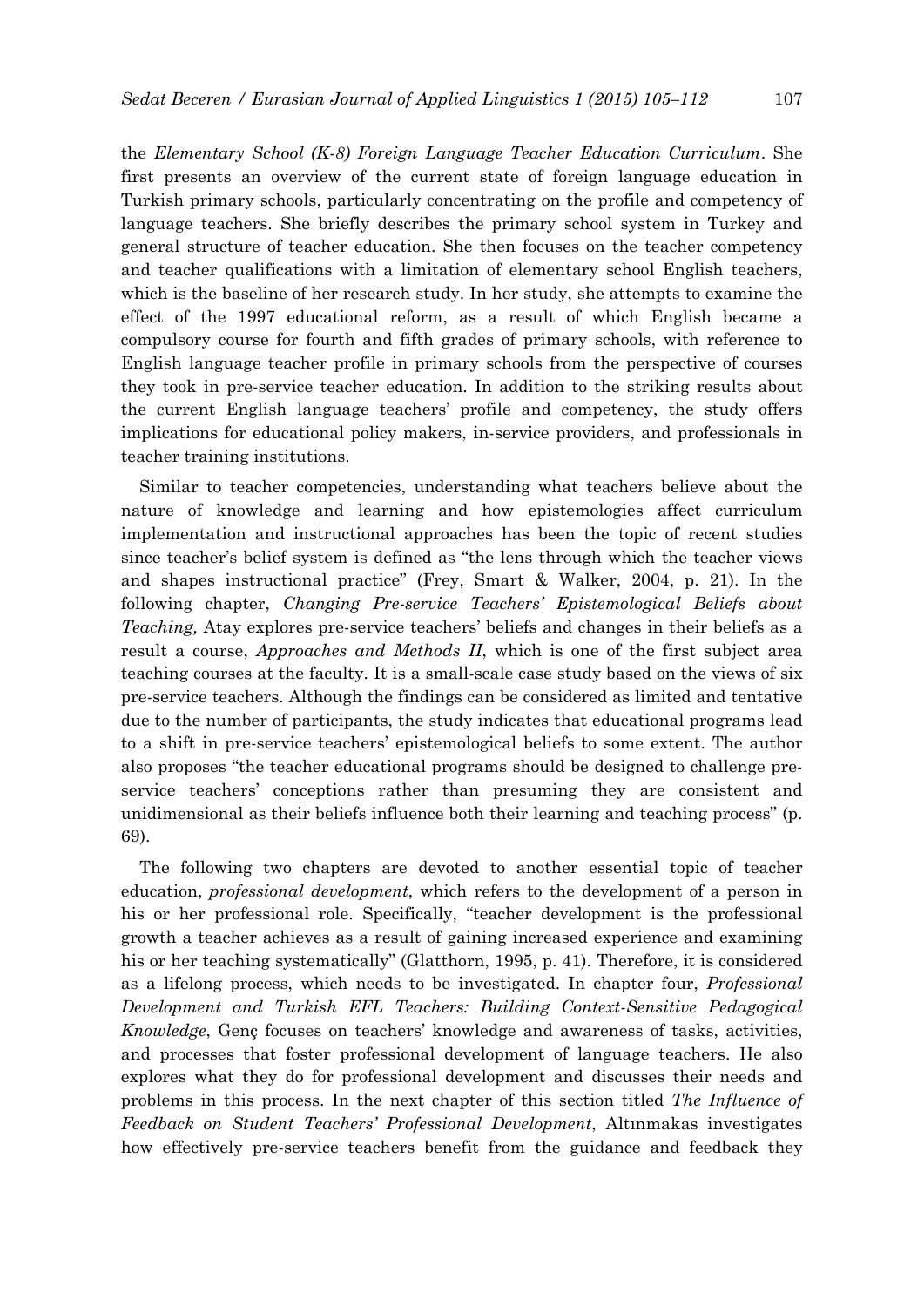the *Elementary School (K-8) Foreign Language Teacher Education Curriculum*. She first presents an overview of the current state of foreign language education in Turkish primary schools, particularly concentrating on the profile and competency of language teachers. She briefly describes the primary school system in Turkey and general structure of teacher education. She then focuses on the teacher competency and teacher qualifications with a limitation of elementary school English teachers, which is the baseline of her research study. In her study, she attempts to examine the effect of the 1997 educational reform, as a result of which English became a compulsory course for fourth and fifth grades of primary schools, with reference to English language teacher profile in primary schools from the perspective of courses they took in pre-service teacher education. In addition to the striking results about the current English language teachers' profile and competency, the study offers implications for educational policy makers, in-service providers, and professionals in teacher training institutions.

Similar to teacher competencies, understanding what teachers believe about the nature of knowledge and learning and how epistemologies affect curriculum implementation and instructional approaches has been the topic of recent studies since teacher's belief system is defined as "the lens through which the teacher views and shapes instructional practice" (Frey, Smart & Walker, 2004, p. 21). In the following chapter, *Changing Pre-service Teachers' Epistemological Beliefs about Teaching,* Atay explores pre-service teachers' beliefs and changes in their beliefs as a result a course, *Approaches and Methods II*, which is one of the first subject area teaching courses at the faculty. It is a small-scale case study based on the views of six pre-service teachers. Although the findings can be considered as limited and tentative due to the number of participants, the study indicates that educational programs lead to a shift in pre-service teachers' epistemological beliefs to some extent. The author also proposes "the teacher educational programs should be designed to challenge pre-service teachers' conceptions rather than presuming they are consistent and unidimensional as their beliefs influence both their learning and teaching process" (p. 69).

The following two chapters are devoted to another essential topic of teacher education, *professional development*, which refers to the development of a person in his or her professional role. Specifically, "teacher development is the professional growth a teacher achieves as a result of gaining increased experience and examining his or her teaching systematically" (Glatthorn, 1995, p. 41). Therefore, it is considered as a lifelong process, which needs to be investigated. In chapter four, *Professional Development and Turkish EFL Teachers: Building Context-Sensitive Pedagogical Knowledge*, Genç focuses on teachers' knowledge and awareness of tasks, activities, and processes that foster professional development of language teachers. He also explores what they do for professional development and discusses their needs and problems in this process. In the next chapter of this section titled *The Influence of Feedback on Student Teachers' Professional Development*, Altınmakas investigates how effectively pre-service teachers benefit from the guidance and feedback they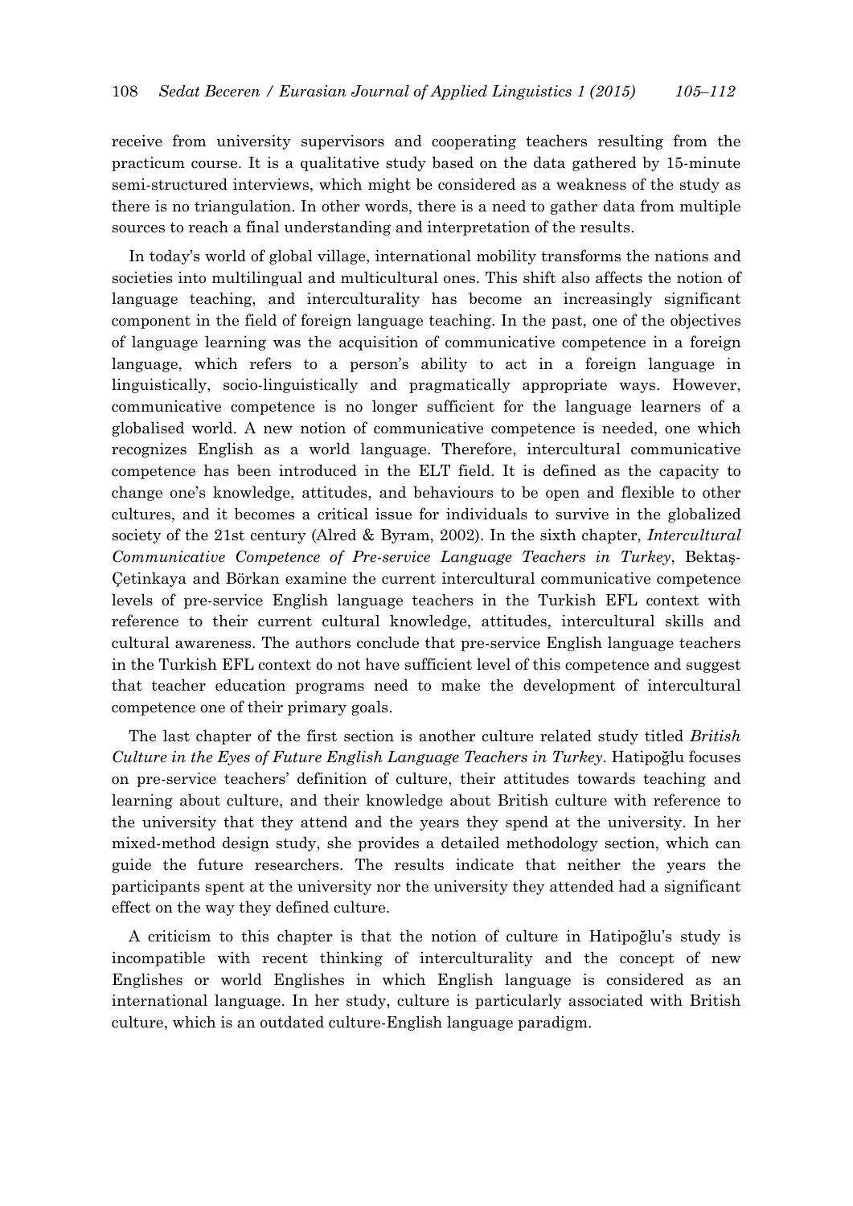receive from university supervisors and cooperating teachers resulting from the practicum course. It is a qualitative study based on the data gathered by 15-minute semi-structured interviews, which might be considered as a weakness of the study as there is no triangulation. In other words, there is a need to gather data from multiple sources to reach a final understanding and interpretation of the results.

In today's world of global village, international mobility transforms the nations and societies into multilingual and multicultural ones. This shift also affects the notion of language teaching, and interculturality has become an increasingly significant component in the field of foreign language teaching. In the past, one of the objectives of language learning was the acquisition of communicative competence in a foreign language, which refers to a person's ability to act in a foreign language in linguistically, socio-linguistically and pragmatically appropriate ways. However, communicative competence is no longer sufficient for the language learners of a globalised world. A new notion of communicative competence is needed, one which recognizes English as a world language. Therefore, intercultural communicative competence has been introduced in the ELT field. It is defined as the capacity to change one's knowledge, attitudes, and behaviours to be open and flexible to other cultures, and it becomes a critical issue for individuals to survive in the globalized society of the 21st century (Alred & Byram, 2002). In the sixth chapter, *Intercultural Communicative Competence of Pre-service Language Teachers in Turkey*, Bektaş-Çetinkaya and Börkan examine the current intercultural communicative competence levels of pre-service English language teachers in the Turkish EFL context with reference to their current cultural knowledge, attitudes, intercultural skills and cultural awareness. The authors conclude that pre-service English language teachers in the Turkish EFL context do not have sufficient level of this competence and suggest that teacher education programs need to make the development of intercultural competence one of their primary goals.

The last chapter of the first section is another culture related study titled *British Culture in the Eyes of Future English Language Teachers in Turkey*. Hatipoğlu focuses on pre-service teachers' definition of culture, their attitudes towards teaching and learning about culture, and their knowledge about British culture with reference to the university that they attend and the years they spend at the university. In her mixed-method design study, she provides a detailed methodology section, which can guide the future researchers. The results indicate that neither the years the participants spent at the university nor the university they attended had a significant effect on the way they defined culture.

A criticism to this chapter is that the notion of culture in Hatipoğlu's study is incompatible with recent thinking of interculturality and the concept of new Englishes or world Englishes in which English language is considered as an international language. In her study, culture is particularly associated with British culture, which is an outdated culture-English language paradigm.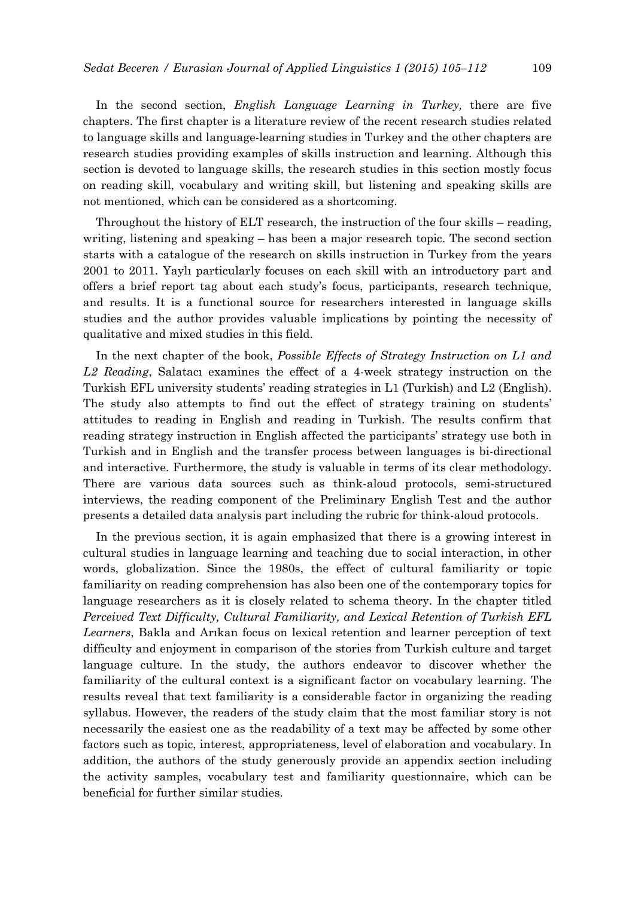In the second section, *English Language Learning in Turkey,* there are five chapters. The first chapter is a literature review of the recent research studies related to language skills and language-learning studies in Turkey and the other chapters are research studies providing examples of skills instruction and learning. Although this section is devoted to language skills, the research studies in this section mostly focus on reading skill, vocabulary and writing skill, but listening and speaking skills are not mentioned, which can be considered as a shortcoming.

Throughout the history of ELT research, the instruction of the four skills – reading, writing, listening and speaking – has been a major research topic. The second section starts with a catalogue of the research on skills instruction in Turkey from the years 2001 to 2011. Yaylı particularly focuses on each skill with an introductory part and offers a brief report tag about each study's focus, participants, research technique, and results. It is a functional source for researchers interested in language skills studies and the author provides valuable implications by pointing the necessity of qualitative and mixed studies in this field.

In the next chapter of the book, *Possible Effects of Strategy Instruction on L1 and L2 Reading*, Salatacı examines the effect of a 4-week strategy instruction on the Turkish EFL university students' reading strategies in L1 (Turkish) and L2 (English). The study also attempts to find out the effect of strategy training on students' attitudes to reading in English and reading in Turkish. The results confirm that reading strategy instruction in English affected the participants' strategy use both in Turkish and in English and the transfer process between languages is bi-directional and interactive. Furthermore, the study is valuable in terms of its clear methodology. There are various data sources such as think-aloud protocols, semi-structured interviews, the reading component of the Preliminary English Test and the author presents a detailed data analysis part including the rubric for think-aloud protocols.

In the previous section, it is again emphasized that there is a growing interest in cultural studies in language learning and teaching due to social interaction, in other words, globalization. Since the 1980s, the effect of cultural familiarity or topic familiarity on reading comprehension has also been one of the contemporary topics for language researchers as it is closely related to schema theory. In the chapter titled *Perceived Text Difficulty, Cultural Familiarity, and Lexical Retention of Turkish EFL Learners*, Bakla and Arıkan focus on lexical retention and learner perception of text difficulty and enjoyment in comparison of the stories from Turkish culture and target language culture. In the study, the authors endeavor to discover whether the familiarity of the cultural context is a significant factor on vocabulary learning. The results reveal that text familiarity is a considerable factor in organizing the reading syllabus. However, the readers of the study claim that the most familiar story is not necessarily the easiest one as the readability of a text may be affected by some other factors such as topic, interest, appropriateness, level of elaboration and vocabulary. In addition, the authors of the study generously provide an appendix section including the activity samples, vocabulary test and familiarity questionnaire, which can be beneficial for further similar studies.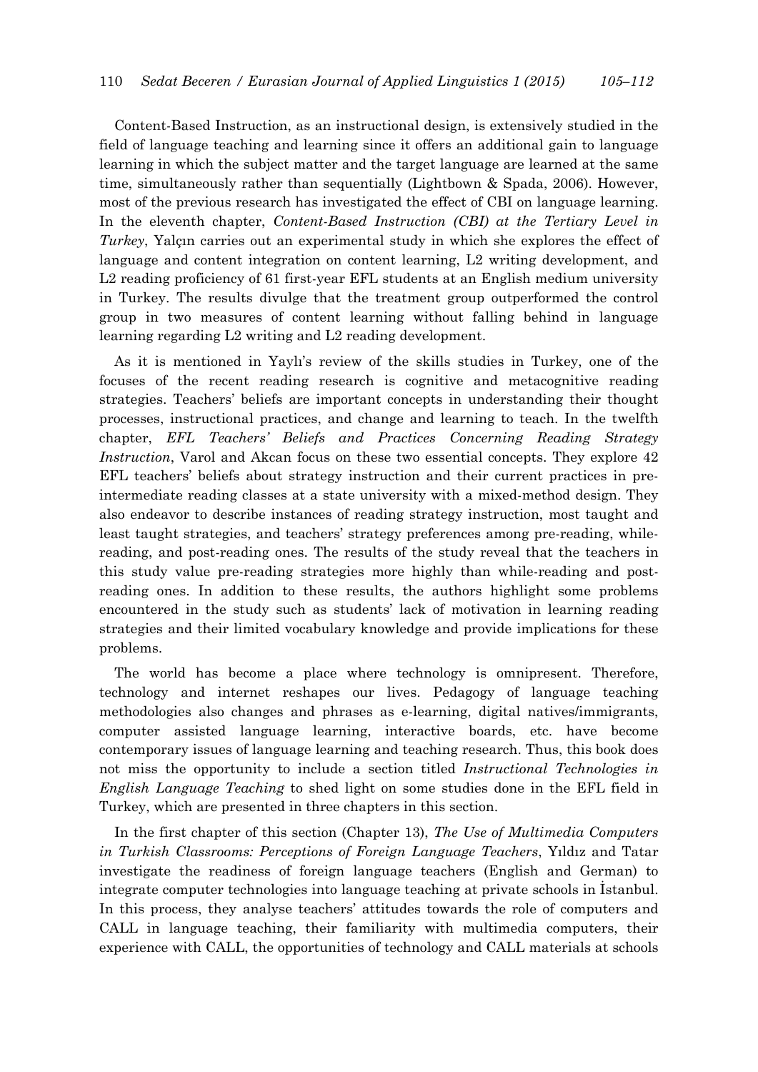Content-Based Instruction, as an instructional design, is extensively studied in the field of language teaching and learning since it offers an additional gain to language learning in which the subject matter and the target language are learned at the same time, simultaneously rather than sequentially (Lightbown & Spada, 2006). However, most of the previous research has investigated the effect of CBI on language learning. In the eleventh chapter, *Content-Based Instruction (CBI) at the Tertiary Level in Turkey*, Yalçın carries out an experimental study in which she explores the effect of language and content integration on content learning, L2 writing development, and L2 reading proficiency of 61 first-year EFL students at an English medium university in Turkey. The results divulge that the treatment group outperformed the control group in two measures of content learning without falling behind in language learning regarding L2 writing and L2 reading development.

As it is mentioned in Yaylı's review of the skills studies in Turkey, one of the focuses of the recent reading research is cognitive and metacognitive reading strategies. Teachers' beliefs are important concepts in understanding their thought processes, instructional practices, and change and learning to teach. In the twelfth chapter, *EFL Teachers' Beliefs and Practices Concerning Reading Strategy Instruction*, Varol and Akcan focus on these two essential concepts. They explore 42 EFL teachers' beliefs about strategy instruction and their current practices in pre-intermediate reading classes at a state university with a mixed-method design. They also endeavor to describe instances of reading strategy instruction, most taught and least taught strategies, and teachers' strategy preferences among pre-reading, while-reading, and post-reading ones. The results of the study reveal that the teachers in this study value pre-reading strategies more highly than while-reading and post-reading ones. In addition to these results, the authors highlight some problems encountered in the study such as students' lack of motivation in learning reading strategies and their limited vocabulary knowledge and provide implications for these problems.

The world has become a place where technology is omnipresent. Therefore, technology and internet reshapes our lives. Pedagogy of language teaching methodologies also changes and phrases as e-learning, digital natives/immigrants, computer assisted language learning, interactive boards, etc. have become contemporary issues of language learning and teaching research. Thus, this book does not miss the opportunity to include a section titled *Instructional Technologies in English Language Teaching* to shed light on some studies done in the EFL field in Turkey, which are presented in three chapters in this section.

In the first chapter of this section (Chapter 13), *The Use of Multimedia Computers in Turkish Classrooms: Perceptions of Foreign Language Teachers*, Yıldız and Tatar investigate the readiness of foreign language teachers (English and German) to integrate computer technologies into language teaching at private schools in İstanbul. In this process, they analyse teachers' attitudes towards the role of computers and CALL in language teaching, their familiarity with multimedia computers, their experience with CALL, the opportunities of technology and CALL materials at schools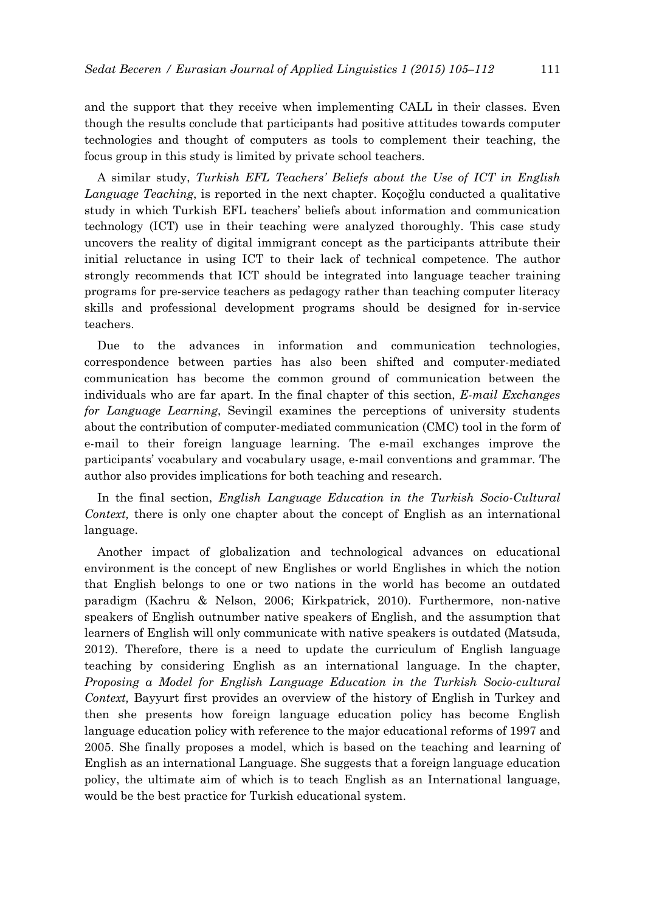and the support that they receive when implementing CALL in their classes. Even though the results conclude that participants had positive attitudes towards computer technologies and thought of computers as tools to complement their teaching, the focus group in this study is limited by private school teachers.

A similar study, *Turkish EFL Teachers' Beliefs about the Use of ICT in English Language Teaching*, is reported in the next chapter. Koçoğlu conducted a qualitative study in which Turkish EFL teachers' beliefs about information and communication technology (ICT) use in their teaching were analyzed thoroughly. This case study uncovers the reality of digital immigrant concept as the participants attribute their initial reluctance in using ICT to their lack of technical competence. The author strongly recommends that ICT should be integrated into language teacher training programs for pre-service teachers as pedagogy rather than teaching computer literacy skills and professional development programs should be designed for in-service teachers.

Due to the advances in information and communication technologies, correspondence between parties has also been shifted and computer-mediated communication has become the common ground of communication between the individuals who are far apart. In the final chapter of this section, *E-mail Exchanges for Language Learning*, Sevingil examines the perceptions of university students about the contribution of computer-mediated communication (CMC) tool in the form of e-mail to their foreign language learning. The e-mail exchanges improve the participants' vocabulary and vocabulary usage, e-mail conventions and grammar. The author also provides implications for both teaching and research.

In the final section, *English Language Education in the Turkish Socio-Cultural Context,* there is only one chapter about the concept of English as an international language.

Another impact of globalization and technological advances on educational environment is the concept of new Englishes or world Englishes in which the notion that English belongs to one or two nations in the world has become an outdated paradigm (Kachru & Nelson, 2006; Kirkpatrick, 2010). Furthermore, non-native speakers of English outnumber native speakers of English, and the assumption that learners of English will only communicate with native speakers is outdated (Matsuda, 2012). Therefore, there is a need to update the curriculum of English language teaching by considering English as an international language. In the chapter, *Proposing a Model for English Language Education in the Turkish Socio-cultural Context,* Bayyurt first provides an overview of the history of English in Turkey and then she presents how foreign language education policy has become English language education policy with reference to the major educational reforms of 1997 and 2005. She finally proposes a model, which is based on the teaching and learning of English as an international Language. She suggests that a foreign language education policy, the ultimate aim of which is to teach English as an International language, would be the best practice for Turkish educational system.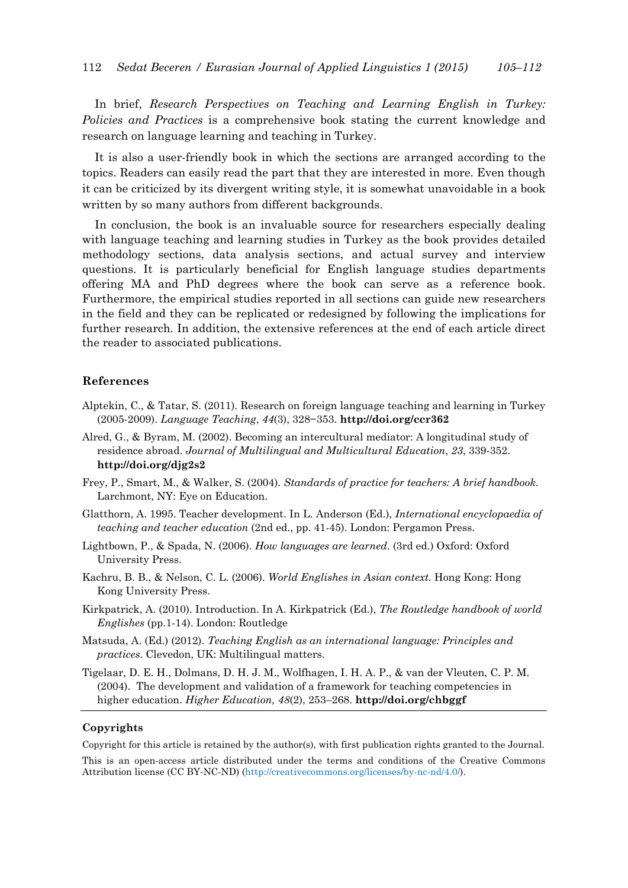In brief, *Research Perspectives on Teaching and Learning English in Turkey: Policies and Practices* is a comprehensive book stating the current knowledge and research on language learning and teaching in Turkey.

It is also a user-friendly book in which the sections are arranged according to the topics. Readers can easily read the part that they are interested in more. Even though it can be criticized by its divergent writing style, it is somewhat unavoidable in a book written by so many authors from different backgrounds.

In conclusion, the book is an invaluable source for researchers especially dealing with language teaching and learning studies in Turkey as the book provides detailed methodology sections, data analysis sections, and actual survey and interview questions. It is particularly beneficial for English language studies departments offering MA and PhD degrees where the book can serve as a reference book. Furthermore, the empirical studies reported in all sections can guide new researchers in the field and they can be replicated or redesigned by following the implications for further research. In addition, the extensive references at the end of each article direct the reader to associated publications.

## References

Alptekin, C., & Tatar, S. (2011). Research on foreign language teaching and learning in Turkey (2005-2009). *Language Teaching*, *44*(3), 328‒353. **http://doi.org/ccr362**

Alred, G., & Byram, M. (2002). Becoming an intercultural mediator: A longitudinal study of residence abroad. *Journal of Multilingual and Multicultural Education*, *23*, 339-352. **http://doi.org/djg2s2**

Frey, P., Smart, M., & Walker, S. (2004). *Standards of practice for teachers: A brief handbook.* Larchmont, NY: Eye on Education.

Glatthorn, A. 1995. Teacher development. In L. Anderson (Ed.), *International encyclopaedia of teaching and teacher education* (2nd ed., pp. 41-45). London: Pergamon Press.

Lightbown, P., & Spada, N. (2006). *How languages are learned.* (3rd ed.) Oxford: Oxford University Press.

Kachru, B. B., & Nelson, C. L. (2006). *World Englishes in Asian context.* Hong Kong: Hong Kong University Press.

Kirkpatrick, A. (2010). Introduction. In A. Kirkpatrick (Ed.), *The Routledge handbook of world Englishes* (pp.1-14). London: Routledge

Matsuda, A. (Ed.) (2012). *Teaching English as an international language: Principles and practices.* Clevedon, UK: Multilingual matters.

Tigelaar, D. E. H., Dolmans, D. H. J. M., Wolfhagen, I. H. A. P., & van der Vleuten, C. P. M. (2004). The development and validation of a framework for teaching competencies in higher education. *Higher Education, 48*(2), 253–268. **http://doi.org/chbggf**

#### Copyrights

Copyright for this article is retained by the author(s), with first publication rights granted to the Journal.

This is an open-access article distributed under the terms and conditions of the Creative Commons Attribution license (CC BY-NC-ND) (http://creativecommons.org/licenses/by-nc-nd/4.0/).